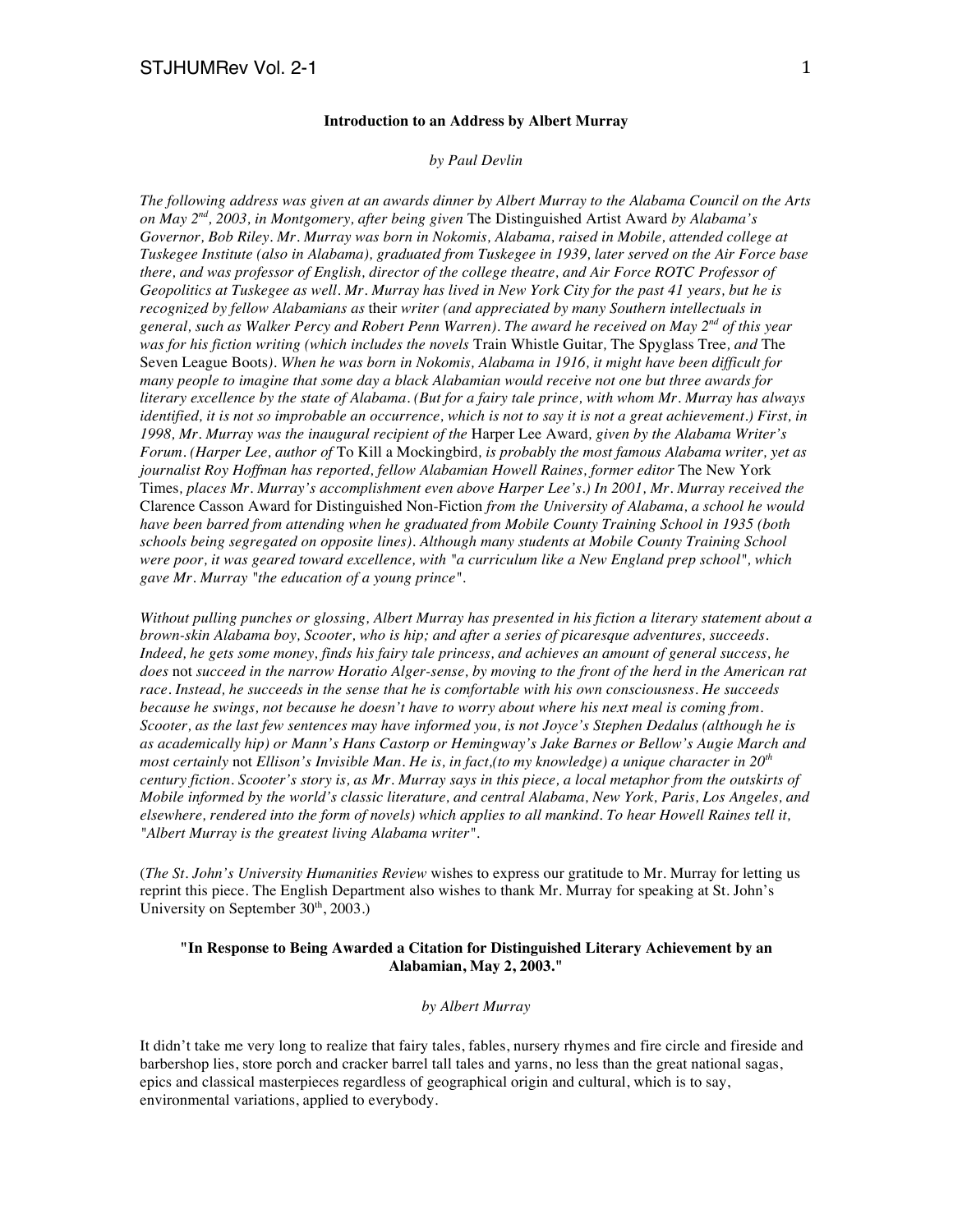**Introduction to an Address by Albert Murray**

*by Paul Devlin*

*The following address was given at an awards dinner by Albert Murray to the Alabama Council on the Arts on May 2nd, 2003, in Montgomery, after being given* The Distinguished Artist Award *by Alabama's Governor, Bob Riley. Mr. Murray was born in Nokomis, Alabama, raised in Mobile, attended college at Tuskegee Institute (also in Alabama), graduated from Tuskegee in 1939, later served on the Air Force base there, and was professor of English, director of the college theatre, and Air Force ROTC Professor of Geopolitics at Tuskegee as well. Mr. Murray has lived in New York City for the past 41 years, but he is recognized by fellow Alabamians as* their *writer (and appreciated by many Southern intellectuals in general, such as Walker Percy and Robert Penn Warren). The award he received on May 2nd of this year was for his fiction writing (which includes the novels* Train Whistle Guitar*,* The Spyglass Tree*, and* The Seven League Boots*). When he was born in Nokomis, Alabama in 1916, it might have been difficult for many people to imagine that some day a black Alabamian would receive not one but three awards for literary excellence by the state of Alabama. (But for a fairy tale prince, with whom Mr. Murray has always identified, it is not so improbable an occurrence, which is not to say it is not a great achievement.) First, in 1998, Mr. Murray was the inaugural recipient of the* Harper Lee Award*, given by the Alabama Writer's Forum. (Harper Lee, author of* To Kill a Mockingbird*, is probably the most famous Alabama writer, yet as journalist Roy Hoffman has reported, fellow Alabamian Howell Raines, former editor* The New York Times*, places Mr. Murray's accomplishment even above Harper Lee's.) In 2001, Mr. Murray received the* Clarence Casson Award for Distinguished Non-Fiction *from the University of Alabama, a school he would have been barred from attending when he graduated from Mobile County Training School in 1935 (both schools being segregated on opposite lines). Although many students at Mobile County Training School were poor, it was geared toward excellence, with "a curriculum like a New England prep school", which gave Mr. Murray "the education of a young prince".*

*Without pulling punches or glossing, Albert Murray has presented in his fiction a literary statement about a brown-skin Alabama boy, Scooter, who is hip; and after a series of picaresque adventures, succeeds. Indeed, he gets some money, finds his fairy tale princess, and achieves an amount of general success, he does* not *succeed in the narrow Horatio Alger-sense, by moving to the front of the herd in the American rat race. Instead, he succeeds in the sense that he is comfortable with his own consciousness. He succeeds because he swings, not because he doesn't have to worry about where his next meal is coming from. Scooter, as the last few sentences may have informed you, is not Joyce's Stephen Dedalus (although he is as academically hip) or Mann's Hans Castorp or Hemingway's Jake Barnes or Bellow's Augie March and most certainly* not *Ellison's Invisible Man. He is, in fact,(to my knowledge) a unique character in 20th century fiction. Scooter's story is, as Mr. Murray says in this piece, a local metaphor from the outskirts of Mobile informed by the world's classic literature, and central Alabama, New York, Paris, Los Angeles, and elsewhere, rendered into the form of novels) which applies to all mankind. To hear Howell Raines tell it, "Albert Murray is the greatest living Alabama writer".*

(*The St. John's University Humanities Review* wishes to express our gratitude to Mr. Murray for letting us reprint this piece. The English Department also wishes to thank Mr. Murray for speaking at St. John's University on September 30th, 2003.)

**"In Response to Being Awarded a Citation for Distinguished Literary Achievement by an Alabamian, May 2, 2003."**

*by Albert Murray*

It didn't take me very long to realize that fairy tales, fables, nursery rhymes and fire circle and fireside and barbershop lies, store porch and cracker barrel tall tales and yarns, no less than the great national sagas, epics and classical masterpieces regardless of geographical origin and cultural, which is to say, environmental variations, applied to everybody.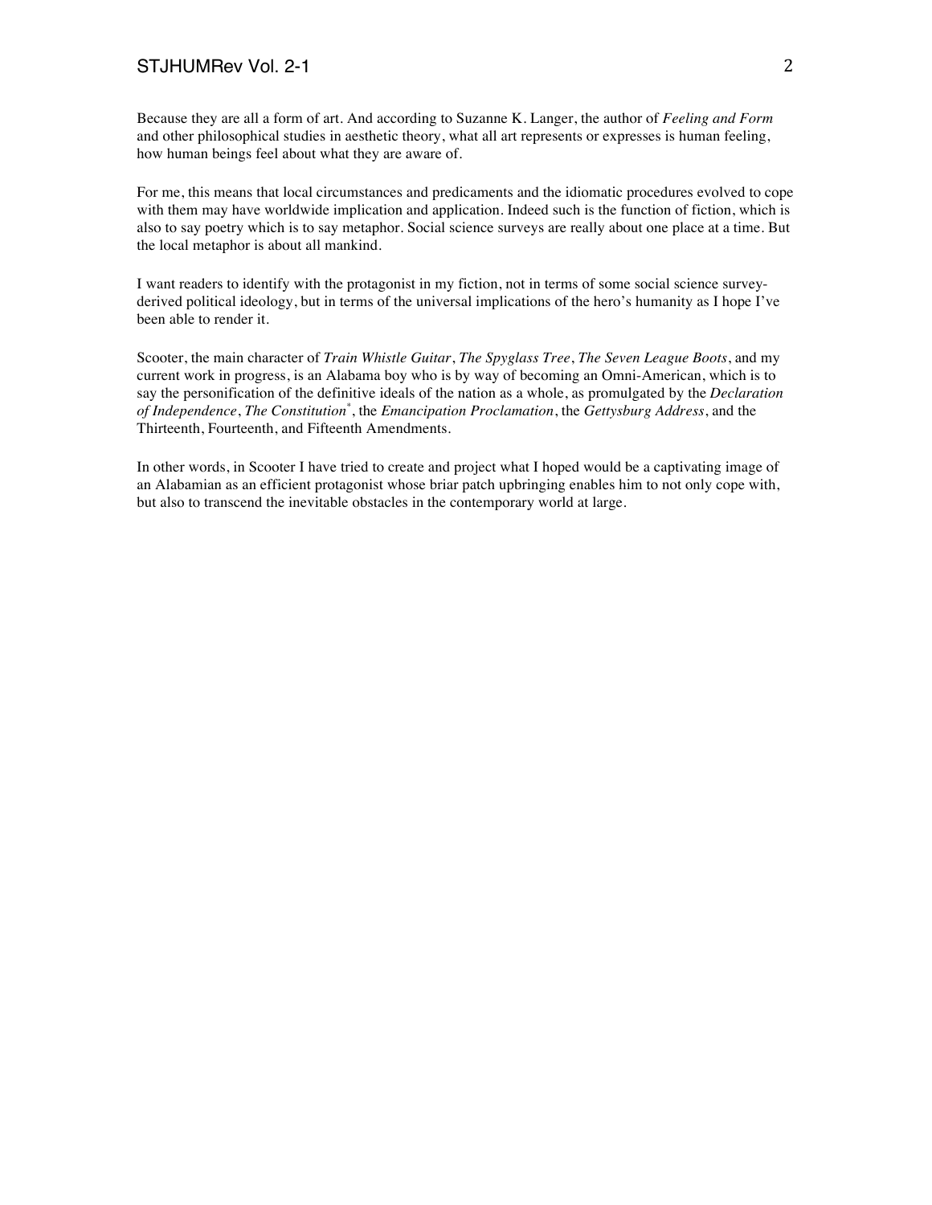Because they are all a form of art. And according to Suzanne K. Langer, the author of *Feeling and Form* and other philosophical studies in aesthetic theory, what all art represents or expresses is human feeling, how human beings feel about what they are aware of.

For me, this means that local circumstances and predicaments and the idiomatic procedures evolved to cope with them may have worldwide implication and application. Indeed such is the function of fiction, which is also to say poetry which is to say metaphor. Social science surveys are really about one place at a time. But the local metaphor is about all mankind.

I want readers to identify with the protagonist in my fiction, not in terms of some social science survey-derived political ideology, but in terms of the universal implications of the hero's humanity as I hope I've been able to render it.

Scooter, the main character of *Train Whistle Guitar*, *The Spyglass Tree*, *The Seven League Boots*, and my current work in progress, is an Alabama boy who is by way of becoming an Omni-American, which is to say the personification of the definitive ideals of the nation as a whole, as promulgated by the *Declaration of Independence*, *The Constitution*[*], the *Emancipation Proclamation*, the *Gettysburg Address*, and the Thirteenth, Fourteenth, and Fifteenth Amendments.

In other words, in Scooter I have tried to create and project what I hoped would be a captivating image of an Alabamian as an efficient protagonist whose briar patch upbringing enables him to not only cope with, but also to transcend the inevitable obstacles in the contemporary world at large.